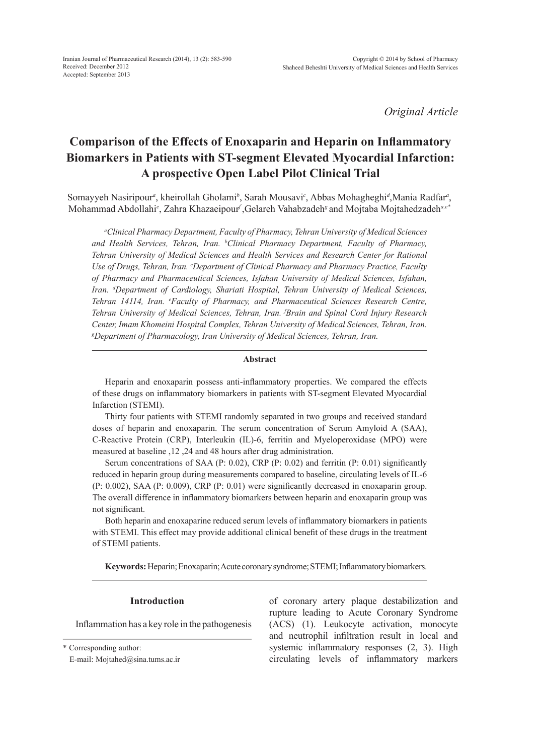*Original Article*

# Comparison of the Effects of Enoxaparin and Heparin on Inflammatory Biomarkers in Patients with ST-segment Elevated Myocardial Infarction: A prospective Open Label Pilot Clinical Trial

Somayyeh Nasiripour[a], kheirollah Gholami[b], Sarah Mousavi[c], Abbas Mohagheghi[d], Mania Radfar[a], Mohammad Abdollahi[e], Zahra Khazaeipour[f], Gelareh Vahabzadeh[g] and Mojtaba Mojtahedzadeh[a,e*]

*[a]Clinical Pharmacy Department, Faculty of Pharmacy, Tehran University of Medical Sciences and Health Services, Tehran, Iran. [b]Clinical Pharmacy Department, Faculty of Pharmacy, Tehran University of Medical Sciences and Health Services and Research Center for Rational Use of Drugs, Tehran, Iran. [c]Department of Clinical Pharmacy and Pharmacy Practice, Faculty of Pharmacy and Pharmaceutical Sciences, Isfahan University of Medical Sciences, Isfahan, Iran. [d]Department of Cardiology, Shariati Hospital, Tehran University of Medical Sciences, Tehran 14114, Iran. [e]Faculty of Pharmacy, and Pharmaceutical Sciences Research Centre, Tehran University of Medical Sciences, Tehran, Iran. [f]Brain and Spinal Cord Injury Research Center, Imam Khomeini Hospital Complex, Tehran University of Medical Sciences, Tehran, Iran. [g]Department of Pharmacology, Iran University of Medical Sciences, Tehran, Iran.*

## Abstract

Heparin and enoxaparin possess anti-inflammatory properties. We compared the effects of these drugs on inflammatory biomarkers in patients with ST-segment Elevated Myocardial Infarction (STEMI).

Thirty four patients with STEMI randomly separated in two groups and received standard doses of heparin and enoxaparin. The serum concentration of Serum Amyloid A (SAA), C-Reactive Protein (CRP), Interleukin (IL)-6, ferritin and Myeloperoxidase (MPO) were measured at baseline ,12 ,24 and 48 hours after drug administration.

Serum concentrations of SAA (P: 0.02), CRP (P: 0.02) and ferritin (P: 0.01) significantly reduced in heparin group during measurements compared to baseline, circulating levels of IL-6 (P: 0.002), SAA (P: 0.009), CRP (P: 0.01) were significantly decreased in enoxaparin group. The overall difference in inflammatory biomarkers between heparin and enoxaparin group was not significant.

Both heparin and enoxaparine reduced serum levels of inflammatory biomarkers in patients with STEMI. This effect may provide additional clinical benefit of these drugs in the treatment of STEMI patients.

**Keywords:** Heparin; Enoxaparin; Acute coronary syndrome; STEMI; Inflammatory biomarkers.

## Introduction

Inflammation has a key role in the pathogenesis of coronary artery plaque destabilization and rupture leading to Acute Coronary Syndrome (ACS) (1). Leukocyte activation, monocyte and neutrophil infiltration result in local and systemic inflammatory responses (2, 3). High circulating levels of inflammatory markers

\* Corresponding author:
E-mail: Mojtahed@sina.tums.ac.ir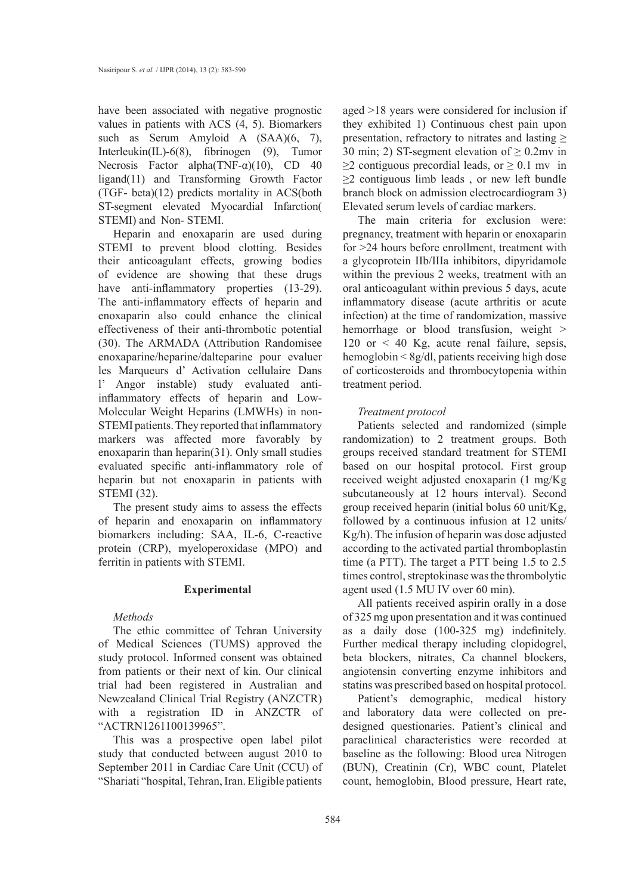have been associated with negative prognostic values in patients with ACS (4, 5). Biomarkers such as Serum Amyloid A (SAA)(6, 7), Interleukin(IL)-6(8), fibrinogen (9), Tumor Necrosis Factor alpha(TNF-α)(10), CD 40 ligand(11) and Transforming Growth Factor (TGF- beta)(12) predicts mortality in ACS(both ST-segment elevated Myocardial Infarction( STEMI) and Non- STEMI.

Heparin and enoxaparin are used during STEMI to prevent blood clotting. Besides their anticoagulant effects, growing bodies of evidence are showing that these drugs have anti-inflammatory properties (13-29). The anti-inflammatory effects of heparin and enoxaparin also could enhance the clinical effectiveness of their anti-thrombotic potential (30). The ARMADA (Attribution Randomisee enoxaparine/heparine/dalteparine pour evaluer les Marqueurs d' Activation cellulaire Dans l' Angor instable) study evaluated anti-inflammatory effects of heparin and Low-Molecular Weight Heparins (LMWHs) in non-STEMI patients. They reported that inflammatory markers was affected more favorably by enoxaparin than heparin(31). Only small studies evaluated specific anti-inflammatory role of heparin but not enoxaparin in patients with STEMI (32).

The present study aims to assess the effects of heparin and enoxaparin on inflammatory biomarkers including: SAA, IL-6, C-reactive protein (CRP), myeloperoxidase (MPO) and ferritin in patients with STEMI.

## Experimental

### *Methods*

The ethic committee of Tehran University of Medical Sciences (TUMS) approved the study protocol. Informed consent was obtained from patients or their next of kin. Our clinical trial had been registered in Australian and Newzealand Clinical Trial Registry (ANZCTR) with a registration ID in ANZCTR of "ACTRN1261100139965".

This was a prospective open label pilot study that conducted between august 2010 to September 2011 in Cardiac Care Unit (CCU) of "Shariati "hospital, Tehran, Iran. Eligible patients aged >18 years were considered for inclusion if they exhibited 1) Continuous chest pain upon presentation, refractory to nitrates and lasting ≥ 30 min; 2) ST-segment elevation of ≥ 0.2mv in ≥2 contiguous precordial leads, or ≥ 0.1 mv in ≥2 contiguous limb leads , or new left bundle branch block on admission electrocardiogram 3) Elevated serum levels of cardiac markers.

The main criteria for exclusion were: pregnancy, treatment with heparin or enoxaparin for >24 hours before enrollment, treatment with a glycoprotein IIb/IIIa inhibitors, dipyridamole within the previous 2 weeks, treatment with an oral anticoagulant within previous 5 days, acute inflammatory disease (acute arthritis or acute infection) at the time of randomization, massive hemorrhage or blood transfusion, weight > 120 or < 40 Kg, acute renal failure, sepsis, hemoglobin < 8g/dl, patients receiving high dose of corticosteroids and thrombocytopenia within treatment period.

### *Treatment protocol*

Patients selected and randomized (simple randomization) to 2 treatment groups. Both groups received standard treatment for STEMI based on our hospital protocol. First group received weight adjusted enoxaparin (1 mg/Kg subcutaneously at 12 hours interval). Second group received heparin (initial bolus 60 unit/Kg, followed by a continuous infusion at 12 units/ Kg/h). The infusion of heparin was dose adjusted according to the activated partial thromboplastin time (a PTT). The target a PTT being 1.5 to 2.5 times control, streptokinase was the thrombolytic agent used (1.5 MU IV over 60 min).

All patients received aspirin orally in a dose of 325 mg upon presentation and it was continued as a daily dose (100-325 mg) indefinitely. Further medical therapy including clopidogrel, beta blockers, nitrates, Ca channel blockers, angiotensin converting enzyme inhibitors and statins was prescribed based on hospital protocol.

Patient's demographic, medical history and laboratory data were collected on pre-designed questionaries. Patient's clinical and paraclinical characteristics were recorded at baseline as the following: Blood urea Nitrogen (BUN), Creatinin (Cr), WBC count, Platelet count, hemoglobin, Blood pressure, Heart rate,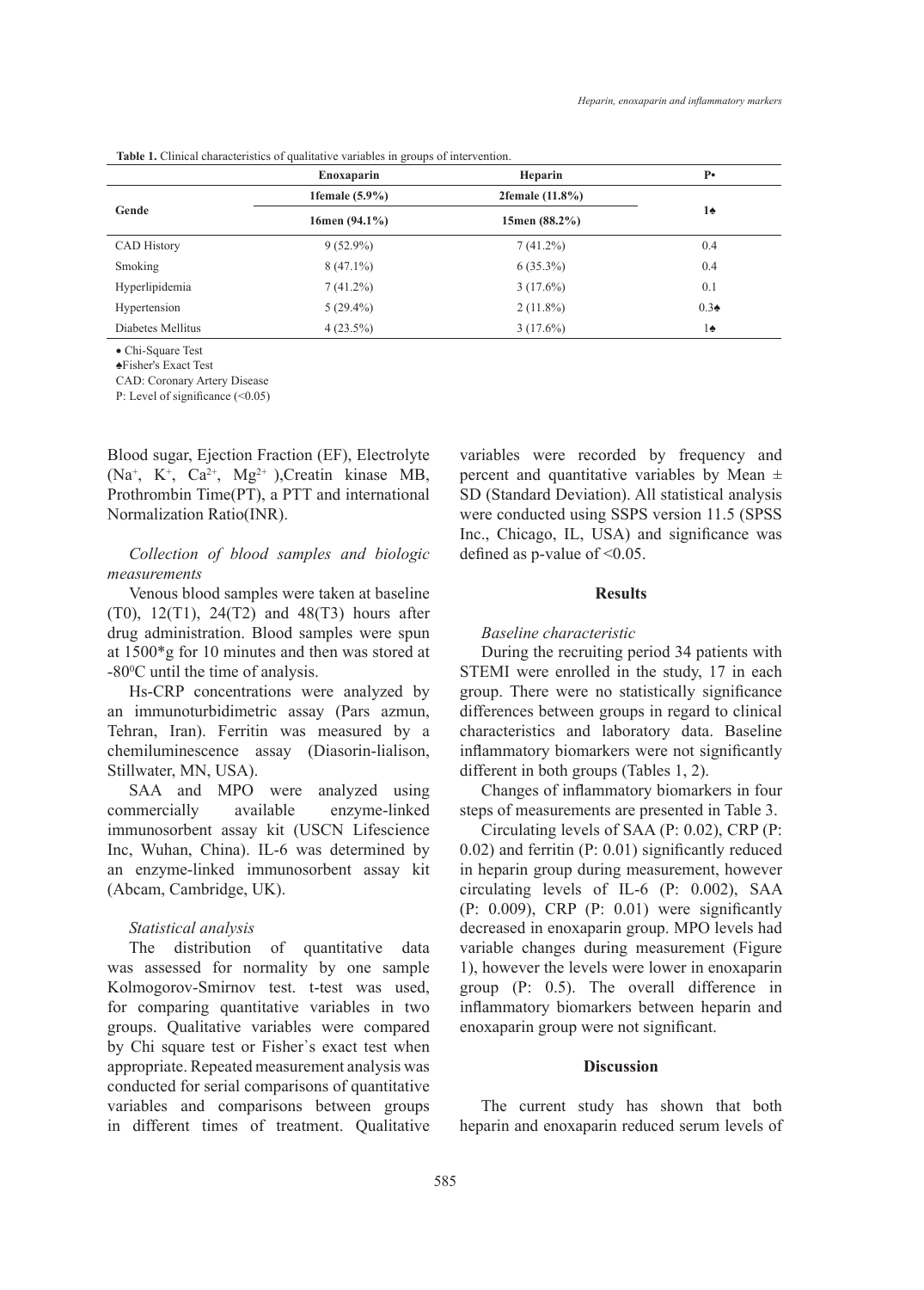**Table 1.** Clinical characteristics of qualitative variables in groups of intervention.

| | Enoxaparin | Heparin | P• |
|---|---|---|---|
| Gende | 1female (5.9%) | 2female (11.8%) | 1♠ |
| | 16men (94.1%) | 15men (88.2%) | |
| CAD History | 9 (52.9%) | 7 (41.2%) | 0.4 |
| Smoking | 8 (47.1%) | 6 (35.3%) | 0.4 |
| Hyperlipidemia | 7 (41.2%) | 3 (17.6%) | 0.1 |
| Hypertension | 5 (29.4%) | 2 (11.8%) | 0.3♠ |
| Diabetes Mellitus | 4 (23.5%) | 3 (17.6%) | 1♠ |

• Chi-Square Test
♠Fisher's Exact Test
CAD: Coronary Artery Disease
P: Level of significance (<0.05)

Blood sugar, Ejection Fraction (EF), Electrolyte ($Na^{+}$, $K^{+}$, $Ca^{2+}$, $Mg^{2+}$ ),Creatin kinase MB, Prothrombin Time(PT), a PTT and international Normalization Ratio(INR).

*Collection of blood samples and biologic measurements*

Venous blood samples were taken at baseline (T0), 12(T1), 24(T2) and 48(T3) hours after drug administration. Blood samples were spun at 1500*g for 10 minutes and then was stored at -80$^{0}$C until the time of analysis.

Hs-CRP concentrations were analyzed by an immunoturbidimetric assay (Pars azmun, Tehran, Iran). Ferritin was measured by a chemiluminescence assay (Diasorin-lialison, Stillwater, MN, USA).

SAA and MPO were analyzed using commercially available enzyme-linked immunosorbent assay kit (USCN Lifescience Inc, Wuhan, China). IL-6 was determined by an enzyme-linked immunosorbent assay kit (Abcam, Cambridge, UK).

*Statistical analysis*

The distribution of quantitative data was assessed for normality by one sample Kolmogorov-Smirnov test. t-test was used, for comparing quantitative variables in two groups. Qualitative variables were compared by Chi square test or Fisher's exact test when appropriate. Repeated measurement analysis was conducted for serial comparisons of quantitative variables and comparisons between groups in different times of treatment. Qualitative variables were recorded by frequency and percent and quantitative variables by Mean ± SD (Standard Deviation). All statistical analysis were conducted using SSPS version 11.5 (SPSS Inc., Chicago, IL, USA) and significance was defined as p-value of <0.05.

## Results

*Baseline characteristic*

During the recruiting period 34 patients with STEMI were enrolled in the study, 17 in each group. There were no statistically significance differences between groups in regard to clinical characteristics and laboratory data. Baseline inflammatory biomarkers were not significantly different in both groups (Tables 1, 2).

Changes of inflammatory biomarkers in four steps of measurements are presented in Table 3.

Circulating levels of SAA (P: 0.02), CRP (P: 0.02) and ferritin (P: 0.01) significantly reduced in heparin group during measurement, however circulating levels of IL-6 (P: 0.002), SAA (P: 0.009), CRP (P: 0.01) were significantly decreased in enoxaparin group. MPO levels had variable changes during measurement (Figure 1), however the levels were lower in enoxaparin group (P: 0.5). The overall difference in inflammatory biomarkers between heparin and enoxaparin group were not significant.

## Discussion

The current study has shown that both heparin and enoxaparin reduced serum levels of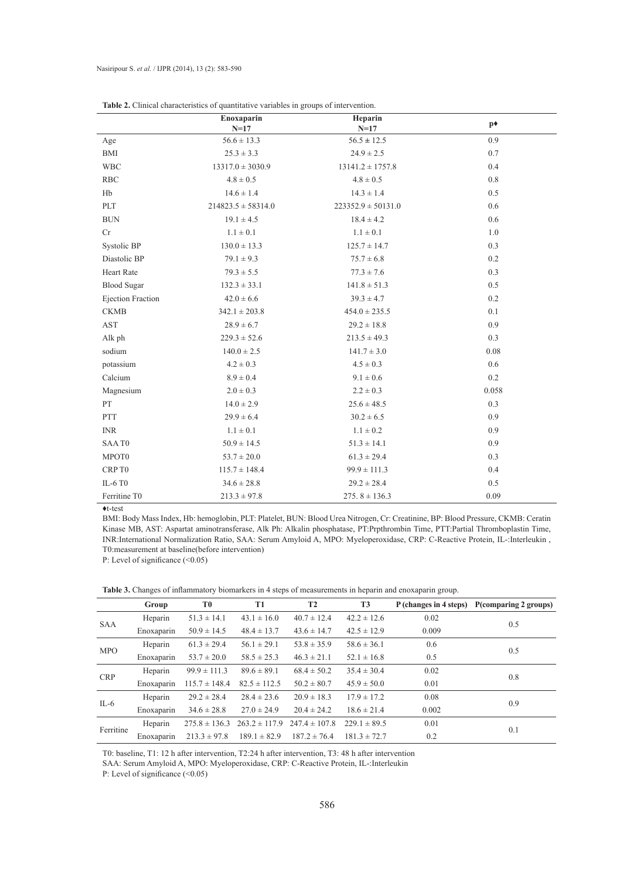**Table 2.** Clinical characteristics of quantitative variables in groups of intervention.

| | Enoxaparin N=17 | Heparin N=17 | p♦ |
|---|---|---|---|
| Age | 56.6 ± 13.3 | 56.5 ± 12.5 | 0.9 |
| BMI | 25.3 ± 3.3 | 24.9 ± 2.5 | 0.7 |
| WBC | 13317.0 ± 3030.9 | 13141.2 ± 1757.8 | 0.4 |
| RBC | 4.8 ± 0.5 | 4.8 ± 0.5 | 0.8 |
| Hb | 14.6 ± 1.4 | 14.3 ± 1.4 | 0.5 |
| PLT | 214823.5 ± 58314.0 | 223352.9 ± 50131.0 | 0.6 |
| BUN | 19.1 ± 4.5 | 18.4 ± 4.2 | 0.6 |
| Cr | 1.1 ± 0.1 | 1.1 ± 0.1 | 1.0 |
| Systolic BP | 130.0 ± 13.3 | 125.7 ± 14.7 | 0.3 |
| Diastolic BP | 79.1 ± 9.3 | 75.7 ± 6.8 | 0.2 |
| Heart Rate | 79.3 ± 5.5 | 77.3 ± 7.6 | 0.3 |
| Blood Sugar | 132.3 ± 33.1 | 141.8 ± 51.3 | 0.5 |
| Ejection Fraction | 42.0 ± 6.6 | 39.3 ± 4.7 | 0.2 |
| CKMB | 342.1 ± 203.8 | 454.0 ± 235.5 | 0.1 |
| AST | 28.9 ± 6.7 | 29.2 ± 18.8 | 0.9 |
| Alk ph | 229.3 ± 52.6 | 213.5 ± 49.3 | 0.3 |
| sodium | 140.0 ± 2.5 | 141.7 ± 3.0 | 0.08 |
| potassium | 4.2 ± 0.3 | 4.5 ± 0.3 | 0.6 |
| Calcium | 8.9 ± 0.4 | 9.1 ± 0.6 | 0.2 |
| Magnesium | 2.0 ± 0.3 | 2.2 ± 0.3 | 0.058 |
| PT | 14.0 ± 2.9 | 25.6 ± 48.5 | 0.3 |
| PTT | 29.9 ± 6.4 | 30.2 ± 6.5 | 0.9 |
| INR | 1.1 ± 0.1 | 1.1 ± 0.2 | 0.9 |
| SAA T0 | 50.9 ± 14.5 | 51.3 ± 14.1 | 0.9 |
| MPOT0 | 53.7 ± 20.0 | 61.3 ± 29.4 | 0.3 |
| CRP T0 | 115.7 ± 148.4 | 99.9 ± 111.3 | 0.4 |
| IL-6 T0 | 34.6 ± 28.8 | 29.2 ± 28.4 | 0.5 |
| Ferritine T0 | 213.3 ± 97.8 | 275. 8 ± 136.3 | 0.09 |

♦t-test

BMI: Body Mass Index, Hb: hemoglobin, PLT: Platelet, BUN: Blood Urea Nitrogen, Cr: Creatinine, BP: Blood Pressure, CKMB: Ceratin Kinase MB, AST: Aspartat aminotransferase, Alk Ph: Alkalin phosphatase, PT:Prpthrombin Time, PTT:Partial Thromboplastin Time, INR:International Normalization Ratio, SAA: Serum Amyloid A, MPO: Myeloperoxidase, CRP: C-Reactive Protein, IL-:Interleukin , T0:measurement at baseline(before intervention)

P: Level of significance (<0.05)

**Table 3.** Changes of inflammatory biomarkers in 4 steps of measurements in heparin and enoxaparin group.

| | Group | T0 | T1 | T2 | T3 | P (changes in 4 steps) | P(comparing 2 groups) |
|---|---|---|---|---|---|---|---|
| SAA | Heparin | 51.3 ± 14.1 | 43.1 ± 16.0 | 40.7 ± 12.4 | 42.2 ± 12.6 | 0.02 | 0.5 |
| | Enoxaparin | 50.9 ± 14.5 | 48.4 ± 13.7 | 43.6 ± 14.7 | 42.5 ± 12.9 | 0.009 | |
| MPO | Heparin | 61.3 ± 29.4 | 56.1 ± 29.1 | 53.8 ± 35.9 | 58.6 ± 36.1 | 0.6 | 0.5 |
| | Enoxaparin | 53.7 ± 20.0 | 58.5 ± 25.3 | 46.3 ± 21.1 | 52.1 ± 16.8 | 0.5 | |
| CRP | Heparin | 99.9 ± 111.3 | 89.6 ± 89.1 | 68.4 ± 50.2 | 35.4 ± 30.4 | 0.02 | 0.8 |
| | Enoxaparin | 115.7 ± 148.4 | 82.5 ± 112.5 | 50.2 ± 80.7 | 45.9 ± 50.0 | 0.01 | |
| IL-6 | Heparin | 29.2 ± 28.4 | 28.4 ± 23.6 | 20.9 ± 18.3 | 17.9 ± 17.2 | 0.08 | 0.9 |
| | Enoxaparin | 34.6 ± 28.8 | 27.0 ± 24.9 | 20.4 ± 24.2 | 18.6 ± 21.4 | 0.002 | |
| Ferritine | Heparin | 275.8 ± 136.3 | 263.2 ± 117.9 | 247.4 ± 107.8 | 229.1 ± 89.5 | 0.01 | 0.1 |
| | Enoxaparin | 213.3 ± 97.8 | 189.1 ± 82.9 | 187.2 ± 76.4 | 181.3 ± 72.7 | 0.2 | |

T0: baseline, T1: 12 h after intervention, T2:24 h after intervention, T3: 48 h after intervention

SAA: Serum Amyloid A, MPO: Myeloperoxidase, CRP: C-Reactive Protein, IL-:Interleukin

P: Level of significance (<0.05)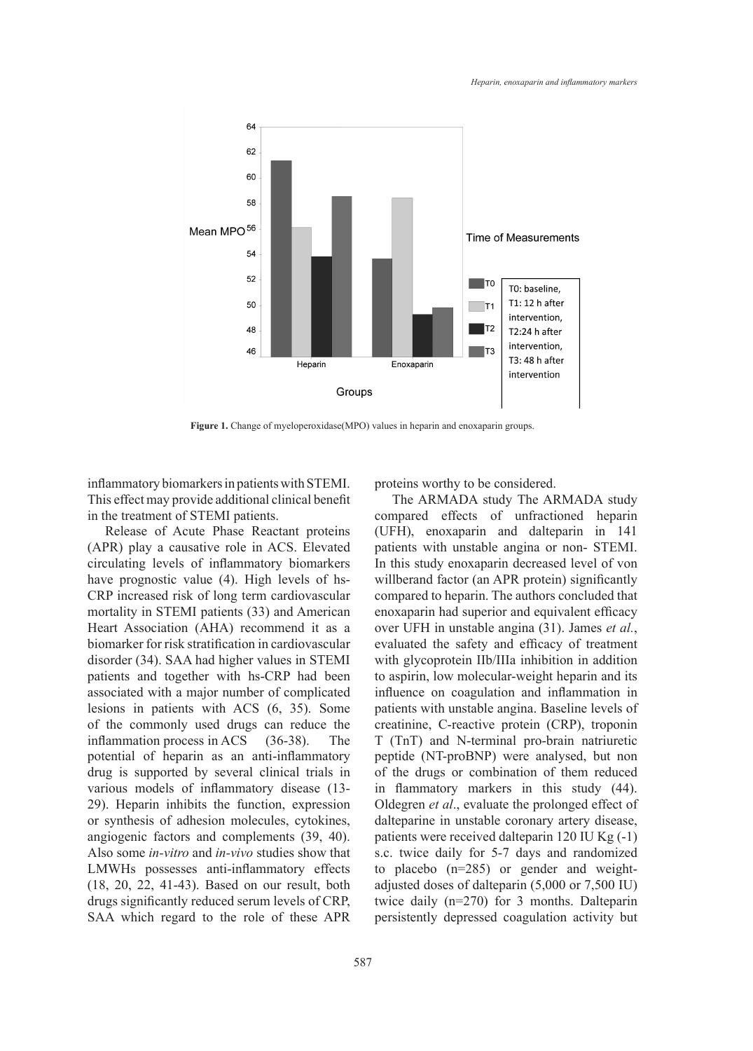Figure 1. Change of myeloperoxidase(MPO) values in heparin and enoxaparin groups.

inflammatory biomarkers in patients with STEMI. This effect may provide additional clinical benefit in the treatment of STEMI patients.

Release of Acute Phase Reactant proteins (APR) play a causative role in ACS. Elevated circulating levels of inflammatory biomarkers have prognostic value (4). High levels of hs-CRP increased risk of long term cardiovascular mortality in STEMI patients (33) and American Heart Association (AHA) recommend it as a biomarker for risk stratification in cardiovascular disorder (34). SAA had higher values in STEMI patients and together with hs-CRP had been associated with a major number of complicated lesions in patients with ACS (6, 35). Some of the commonly used drugs can reduce the inflammation process in ACS (36-38). The potential of heparin as an anti-inflammatory drug is supported by several clinical trials in various models of inflammatory disease (13-29). Heparin inhibits the function, expression or synthesis of adhesion molecules, cytokines, angiogenic factors and complements (39, 40). Also some *in-vitro* and *in-vivo* studies show that LMWHs possesses anti-inflammatory effects (18, 20, 22, 41-43). Based on our result, both drugs significantly reduced serum levels of CRP, SAA which regard to the role of these APR proteins worthy to be considered.

The ARMADA study The ARMADA study compared effects of unfractioned heparin (UFH), enoxaparin and dalteparin in 141 patients with unstable angina or non- STEMI. In this study enoxaparin decreased level of von willberand factor (an APR protein) significantly compared to heparin. The authors concluded that enoxaparin had superior and equivalent efficacy over UFH in unstable angina (31). James *et al.*, evaluated the safety and efficacy of treatment with glycoprotein IIb/IIIa inhibition in addition to aspirin, low molecular-weight heparin and its influence on coagulation and inflammation in patients with unstable angina. Baseline levels of creatinine, C-reactive protein (CRP), troponin T (TnT) and N-terminal pro-brain natriuretic peptide (NT-proBNP) were analysed, but non of the drugs or combination of them reduced in flammatory markers in this study (44). Oldegren *et al*., evaluate the prolonged effect of dalteparine in unstable coronary artery disease, patients were received dalteparin 120 IU Kg (-1) s.c. twice daily for 5-7 days and randomized to placebo (n=285) or gender and weight-adjusted doses of dalteparin (5,000 or 7,500 IU) twice daily (n=270) for 3 months. Dalteparin persistently depressed coagulation activity but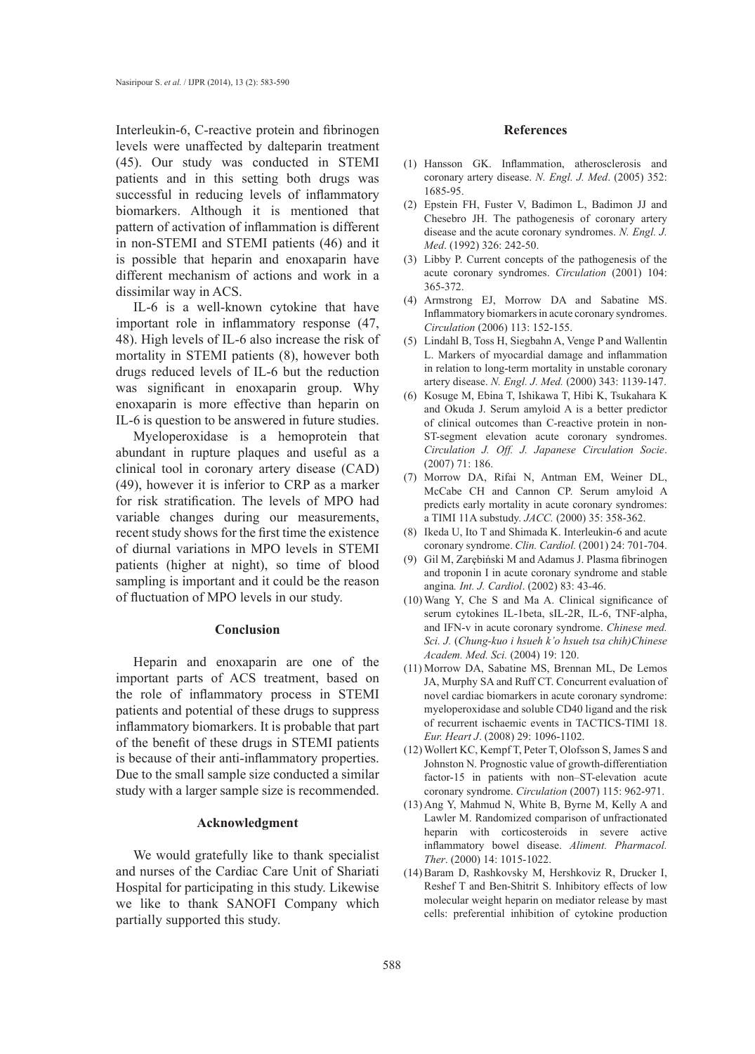Interleukin-6, C-reactive protein and fibrinogen levels were unaffected by dalteparin treatment (45). Our study was conducted in STEMI patients and in this setting both drugs was successful in reducing levels of inflammatory biomarkers. Although it is mentioned that pattern of activation of inflammation is different in non-STEMI and STEMI patients (46) and it is possible that heparin and enoxaparin have different mechanism of actions and work in a dissimilar way in ACS.

IL-6 is a well-known cytokine that have important role in inflammatory response (47, 48). High levels of IL-6 also increase the risk of mortality in STEMI patients (8), however both drugs reduced levels of IL-6 but the reduction was significant in enoxaparin group. Why enoxaparin is more effective than heparin on IL-6 is question to be answered in future studies.

Myeloperoxidase is a hemoprotein that abundant in rupture plaques and useful as a clinical tool in coronary artery disease (CAD) (49), however it is inferior to CRP as a marker for risk stratification. The levels of MPO had variable changes during our measurements, recent study shows for the first time the existence of diurnal variations in MPO levels in STEMI patients (higher at night), so time of blood sampling is important and it could be the reason of fluctuation of MPO levels in our study.

## Conclusion

Heparin and enoxaparin are one of the important parts of ACS treatment, based on the role of inflammatory process in STEMI patients and potential of these drugs to suppress inflammatory biomarkers. It is probable that part of the benefit of these drugs in STEMI patients is because of their anti-inflammatory properties. Due to the small sample size conducted a similar study with a larger sample size is recommended.

## Acknowledgment

We would gratefully like to thank specialist and nurses of the Cardiac Care Unit of Shariati Hospital for participating in this study. Likewise we like to thank SANOFI Company which partially supported this study.

## References

(1) Hansson GK. Inflammation, atherosclerosis and coronary artery disease. *N. Engl. J. Med*. (2005) 352: 1685-95.

(2) Epstein FH, Fuster V, Badimon L, Badimon JJ and Chesebro JH. The pathogenesis of coronary artery disease and the acute coronary syndromes. *N. Engl. J. Med*. (1992) 326: 242-50.

(3) Libby P. Current concepts of the pathogenesis of the acute coronary syndromes. *Circulation* (2001) 104: 365-372.

(4) Armstrong EJ, Morrow DA and Sabatine MS. Inflammatory biomarkers in acute coronary syndromes. *Circulation* (2006) 113: 152-155.

(5) Lindahl B, Toss H, Siegbahn A, Venge P and Wallentin L. Markers of myocardial damage and inflammation in relation to long-term mortality in unstable coronary artery disease. *N. Engl. J. Med.* (2000) 343: 1139-147.

(6) Kosuge M, Ebina T, Ishikawa T, Hibi K, Tsukahara K and Okuda J. Serum amyloid A is a better predictor of clinical outcomes than C-reactive protein in non-ST-segment elevation acute coronary syndromes. *Circulation J. Off. J. Japanese Circulation Socie*. (2007) 71: 186.

(7) Morrow DA, Rifai N, Antman EM, Weiner DL, McCabe CH and Cannon CP. Serum amyloid A predicts early mortality in acute coronary syndromes: a TIMI 11A substudy. *JACC.* (2000) 35: 358-362.

(8) Ikeda U, Ito T and Shimada K. Interleukin-6 and acute coronary syndrome. *Clin. Cardiol.* (2001) 24: 701-704.

(9) Gil M, Zarębiński M and Adamus J. Plasma fibrinogen and troponin I in acute coronary syndrome and stable angina*. Int. J. Cardiol*. (2002) 83: 43-46.

(10) Wang Y, Che S and Ma A. Clinical significance of serum cytokines IL-1beta, sIL-2R, IL-6, TNF-alpha, and IFN-v in acute coronary syndrome. *Chinese med. Sci. J.* (*Chung-kuo i hsueh k'o hsueh tsa chih)Chinese Academ. Med. Sci.* (2004) 19: 120.

(11) Morrow DA, Sabatine MS, Brennan ML, De Lemos JA, Murphy SA and Ruff CT. Concurrent evaluation of novel cardiac biomarkers in acute coronary syndrome: myeloperoxidase and soluble CD40 ligand and the risk of recurrent ischaemic events in TACTICS-TIMI 18. *Eur. Heart J*. (2008) 29: 1096-1102.

(12) Wollert KC, Kempf T, Peter T, Olofsson S, James S and Johnston N. Prognostic value of growth-differentiation factor-15 in patients with non–ST-elevation acute coronary syndrome. *Circulation* (2007) 115: 962-971.

(13) Ang Y, Mahmud N, White B, Byrne M, Kelly A and Lawler M. Randomized comparison of unfractionated heparin with corticosteroids in severe active inflammatory bowel disease. *Aliment. Pharmacol. Ther*. (2000) 14: 1015-1022.

(14) Baram D, Rashkovsky M, Hershkoviz R, Drucker I, Reshef T and Ben-Shitrit S. Inhibitory effects of low molecular weight heparin on mediator release by mast cells: preferential inhibition of cytokine production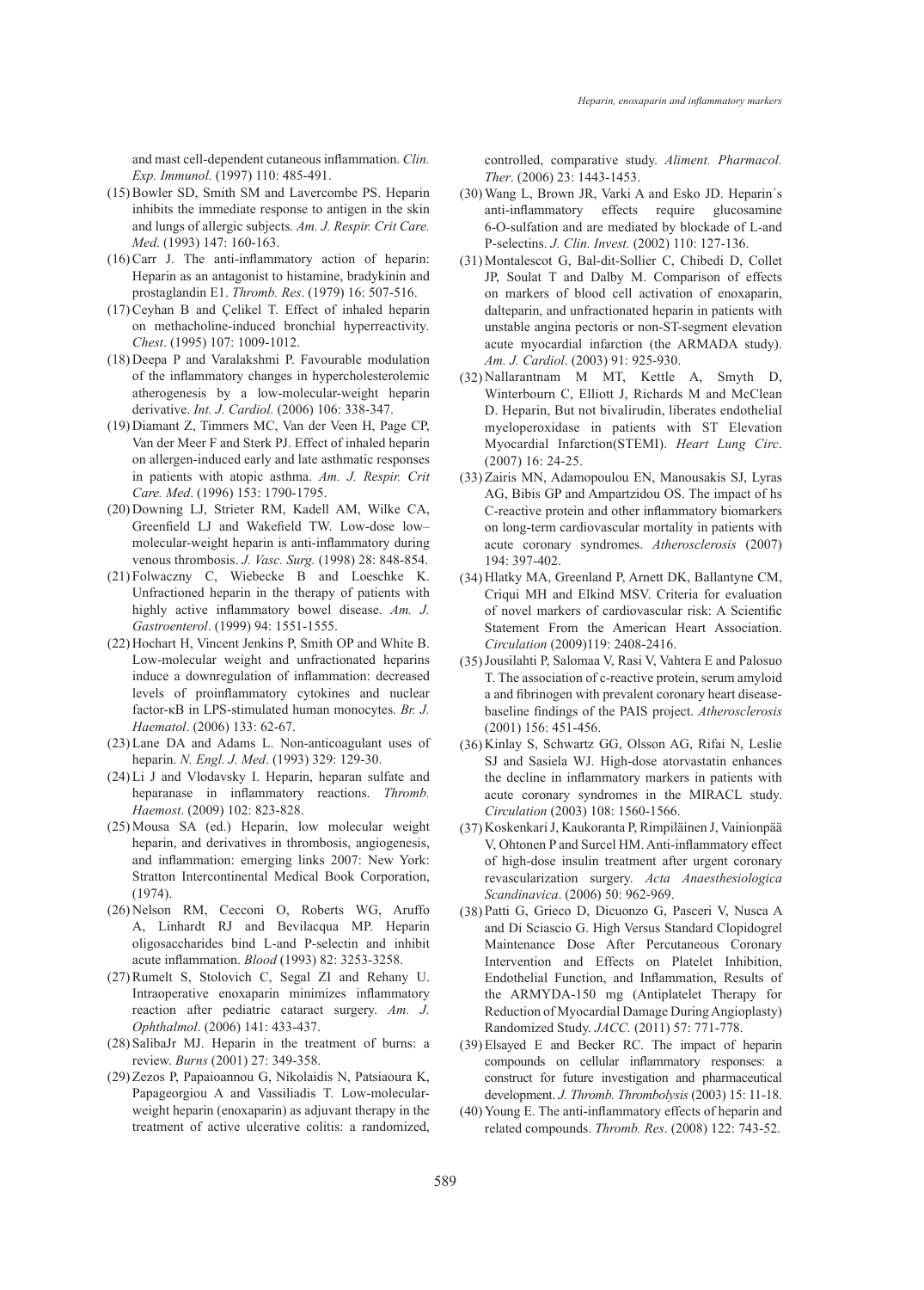and mast cell-dependent cutaneous inflammation. *Clin. Exp. Immunol.* (1997) 110: 485-491.

(15) Bowler SD, Smith SM and Lavercombe PS. Heparin inhibits the immediate response to antigen in the skin and lungs of allergic subjects. *Am. J. Respir. Crit Care. Med*. (1993) 147: 160-163.

(16) Carr J. The anti-inflammatory action of heparin: Heparin as an antagonist to histamine, bradykinin and prostaglandin E1. *Thromb. Res*. (1979) 16: 507-516.

(17) Ceyhan B and Çelikel T. Effect of inhaled heparin on methacholine-induced bronchial hyperreactivity. *Chest*. (1995) 107: 1009-1012.

(18) Deepa P and Varalakshmi P. Favourable modulation of the inflammatory changes in hypercholesterolemic atherogenesis by a low-molecular-weight heparin derivative. *Int. J. Cardiol.* (2006) 106: 338-347.

(19) Diamant Z, Timmers MC, Van der Veen H, Page CP, Van der Meer F and Sterk PJ. Effect of inhaled heparin on allergen-induced early and late asthmatic responses in patients with atopic asthma. *Am. J. Respir. Crit Care. Med*. (1996) 153: 1790-1795.

(20) Downing LJ, Strieter RM, Kadell AM, Wilke CA, Greenfield LJ and Wakefield TW. Low-dose low–molecular-weight heparin is anti-inflammatory during venous thrombosis. *J. Vasc. Surg.* (1998) 28: 848-854.

(21) Folwaczny C, Wiebecke B and Loeschke K. Unfractioned heparin in the therapy of patients with highly active inflammatory bowel disease. *Am. J. Gastroenterol*. (1999) 94: 1551-1555.

(22) Hochart H, Vincent Jenkins P, Smith OP and White B. Low-molecular weight and unfractionated heparins induce a downregulation of inflammation: decreased levels of proinflammatory cytokines and nuclear factor-κB in LPS-stimulated human monocytes. *Br. J. Haematol*. (2006) 133: 62-67.

(23) Lane DA and Adams L. Non-anticoagulant uses of heparin. *N. Engl. J. Med*. (1993) 329: 129-30.

(24) Li J and Vlodavsky I. Heparin, heparan sulfate and heparanase in inflammatory reactions. *Thromb. Haemost*. (2009) 102: 823-828.

(25) Mousa SA (ed.) Heparin, low molecular weight heparin, and derivatives in thrombosis, angiogenesis, and inflammation: emerging links 2007: New York: Stratton Intercontinental Medical Book Corporation, (1974).

(26) Nelson RM, Cecconi O, Roberts WG, Aruffo A, Linhardt RJ and Bevilacqua MP. Heparin oligosaccharides bind L-and P-selectin and inhibit acute inflammation. *Blood* (1993) 82: 3253-3258.

(27) Rumelt S, Stolovich C, Segal ZI and Rehany U. Intraoperative enoxaparin minimizes inflammatory reaction after pediatric cataract surgery. *Am. J. Ophthalmol*. (2006) 141: 433-437.

(28) SalibaJr MJ. Heparin in the treatment of burns: a review. *Burns* (2001) 27: 349-358.

(29) Zezos P, Papaioannou G, Nikolaidis N, Patsiaoura K, Papageorgiou A and Vassiliadis T. Low-molecular-weight heparin (enoxaparin) as adjuvant therapy in the treatment of active ulcerative colitis: a randomized, controlled, comparative study. *Aliment. Pharmacol. Ther*. (2006) 23: 1443-1453.

(30) Wang L, Brown JR, Varki A and Esko JD. Heparin's anti-inflammatory effects require glucosamine 6-O-sulfation and are mediated by blockade of L-and P-selectins. *J. Clin. Invest.* (2002) 110: 127-136.

(31) Montalescot G, Bal-dit-Sollier C, Chibedi D, Collet JP, Soulat T and Dalby M. Comparison of effects on markers of blood cell activation of enoxaparin, dalteparin, and unfractionated heparin in patients with unstable angina pectoris or non-ST-segment elevation acute myocardial infarction (the ARMADA study). *Am. J. Cardiol*. (2003) 91: 925-930.

(32) Nallarantnam M MT, Kettle A, Smyth D, Winterbourn C, Elliott J, Richards M and McClean D. Heparin, But not bivalirudin, liberates endothelial myeloperoxidase in patients with ST Elevation Myocardial Infarction(STEMI). *Heart Lung Circ*. (2007) 16: 24-25.

(33) Zairis MN, Adamopoulou EN, Manousakis SJ, Lyras AG, Bibis GP and Ampartzidou OS. The impact of hs C-reactive protein and other inflammatory biomarkers on long-term cardiovascular mortality in patients with acute coronary syndromes. *Atherosclerosis* (2007) 194: 397-402.

(34) Hlatky MA, Greenland P, Arnett DK, Ballantyne CM, Criqui MH and Elkind MSV. Criteria for evaluation of novel markers of cardiovascular risk: A Scientific Statement From the American Heart Association. *Circulation* (2009)119: 2408-2416.

(35) Jousilahti P, Salomaa V, Rasi V, Vahtera E and Palosuo T. The association of c-reactive protein, serum amyloid a and fibrinogen with prevalent coronary heart disease-baseline findings of the PAIS project. *Atherosclerosis* (2001) 156: 451-456.

(36) Kinlay S, Schwartz GG, Olsson AG, Rifai N, Leslie SJ and Sasiela WJ. High-dose atorvastatin enhances the decline in inflammatory markers in patients with acute coronary syndromes in the MIRACL study. *Circulation* (2003) 108: 1560-1566.

(37) Koskenkari J, Kaukoranta P, Rimpiläinen J, Vainionpää V, Ohtonen P and Surcel HM. Anti-inflammatory effect of high-dose insulin treatment after urgent coronary revascularization surgery. *Acta Anaesthesiologica Scandinavica*. (2006) 50: 962-969.

(38) Patti G, Grieco D, Dicuonzo G, Pasceri V, Nusca A and Di Sciascio G. High Versus Standard Clopidogrel Maintenance Dose After Percutaneous Coronary Intervention and Effects on Platelet Inhibition, Endothelial Function, and Inflammation, Results of the ARMYDA-150 mg (Antiplatelet Therapy for Reduction of Myocardial Damage During Angioplasty) Randomized Study. *JACC.* (2011) 57: 771-778.

(39) Elsayed E and Becker RC. The impact of heparin compounds on cellular inflammatory responses: a construct for future investigation and pharmaceutical development. *J. Thromb. Thrombolysis* (2003) 15: 11-18.

(40) Young E. The anti-inflammatory effects of heparin and related compounds. *Thromb. Res*. (2008) 122: 743-52.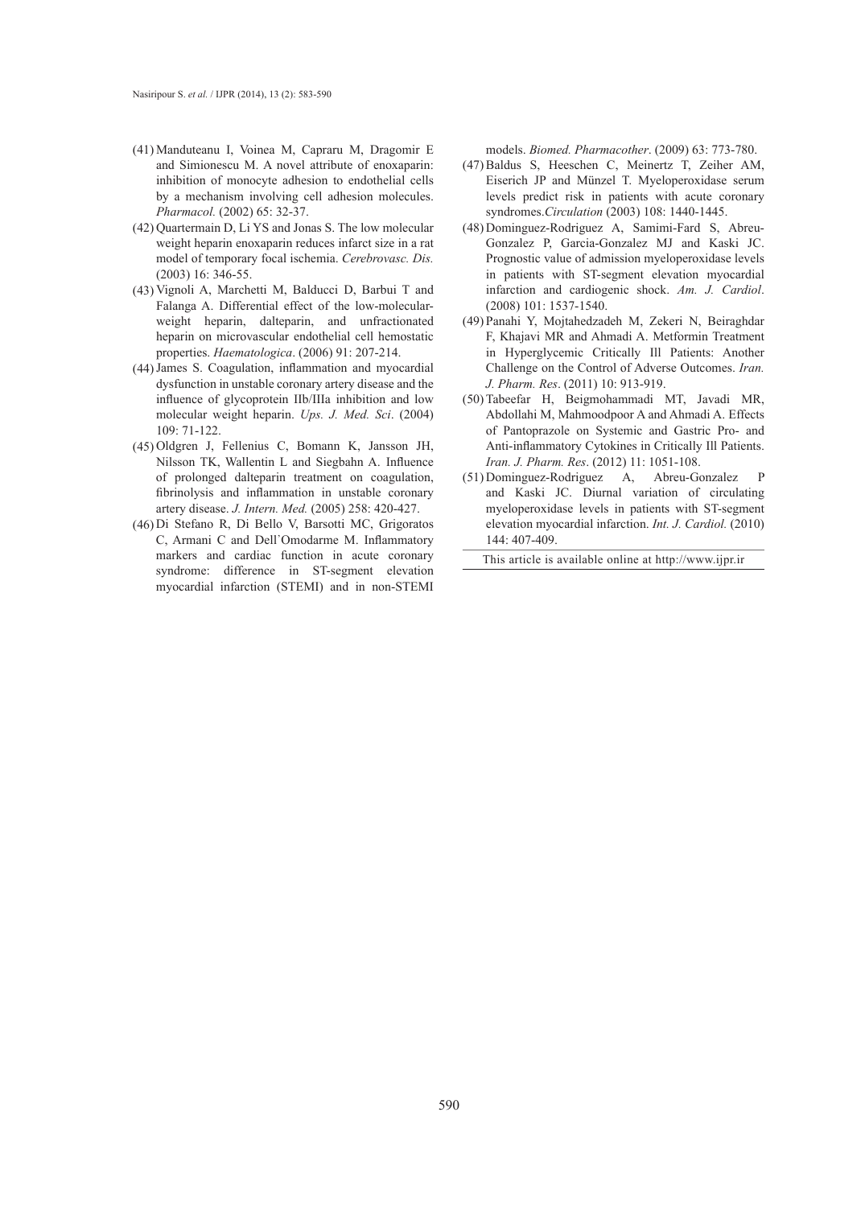(41) Manduteanu I, Voinea M, Capraru M, Dragomir E and Simionescu M. A novel attribute of enoxaparin: inhibition of monocyte adhesion to endothelial cells by a mechanism involving cell adhesion molecules. *Pharmacol.* (2002) 65: 32-37.

(42) Quartermain D, Li YS and Jonas S. The low molecular weight heparin enoxaparin reduces infarct size in a rat model of temporary focal ischemia. *Cerebrovasc. Dis.* (2003) 16: 346-55.

(43) Vignoli A, Marchetti M, Balducci D, Barbui T and Falanga A. Differential effect of the low-molecular-weight heparin, dalteparin, and unfractionated heparin on microvascular endothelial cell hemostatic properties. *Haematologica*. (2006) 91: 207-214.

(44) James S. Coagulation, inflammation and myocardial dysfunction in unstable coronary artery disease and the influence of glycoprotein IIb/IIIa inhibition and low molecular weight heparin. *Ups. J. Med. Sci*. (2004) 109: 71-122.

(45) Oldgren J, Fellenius C, Bomann K, Jansson JH, Nilsson TK, Wallentin L and Siegbahn A. Influence of prolonged dalteparin treatment on coagulation, fibrinolysis and inflammation in unstable coronary artery disease. *J. Intern. Med.* (2005) 258: 420-427.

(46) Di Stefano R, Di Bello V, Barsotti MC, Grigoratos C, Armani C and Dell'Omodarme M. Inflammatory markers and cardiac function in acute coronary syndrome: difference in ST-segment elevation myocardial infarction (STEMI) and in non-STEMI models. *Biomed. Pharmacother*. (2009) 63: 773-780.

(47) Baldus S, Heeschen C, Meinertz T, Zeiher AM, Eiserich JP and Münzel T. Myeloperoxidase serum levels predict risk in patients with acute coronary syndromes.*Circulation* (2003) 108: 1440-1445.

(48) Dominguez-Rodriguez A, Samimi-Fard S, Abreu-Gonzalez P, Garcia-Gonzalez MJ and Kaski JC. Prognostic value of admission myeloperoxidase levels in patients with ST-segment elevation myocardial infarction and cardiogenic shock. *Am. J. Cardiol*. (2008) 101: 1537-1540.

(49) Panahi Y, Mojtahedzadeh M, Zekeri N, Beiraghdar F, Khajavi MR and Ahmadi A. Metformin Treatment in Hyperglycemic Critically Ill Patients: Another Challenge on the Control of Adverse Outcomes. *Iran. J. Pharm. Res*. (2011) 10: 913-919.

(50) Tabeefar H, Beigmohammadi MT, Javadi MR, Abdollahi M, Mahmoodpoor A and Ahmadi A. Effects of Pantoprazole on Systemic and Gastric Pro- and Anti-inflammatory Cytokines in Critically Ill Patients. *Iran. J. Pharm. Res*. (2012) 11: 1051-108.

(51) Dominguez-Rodriguez A, Abreu-Gonzalez P and Kaski JC. Diurnal variation of circulating myeloperoxidase levels in patients with ST-segment elevation myocardial infarction. *Int. J. Cardiol.* (2010) 144: 407-409.

This article is available online at http://www.ijpr.ir